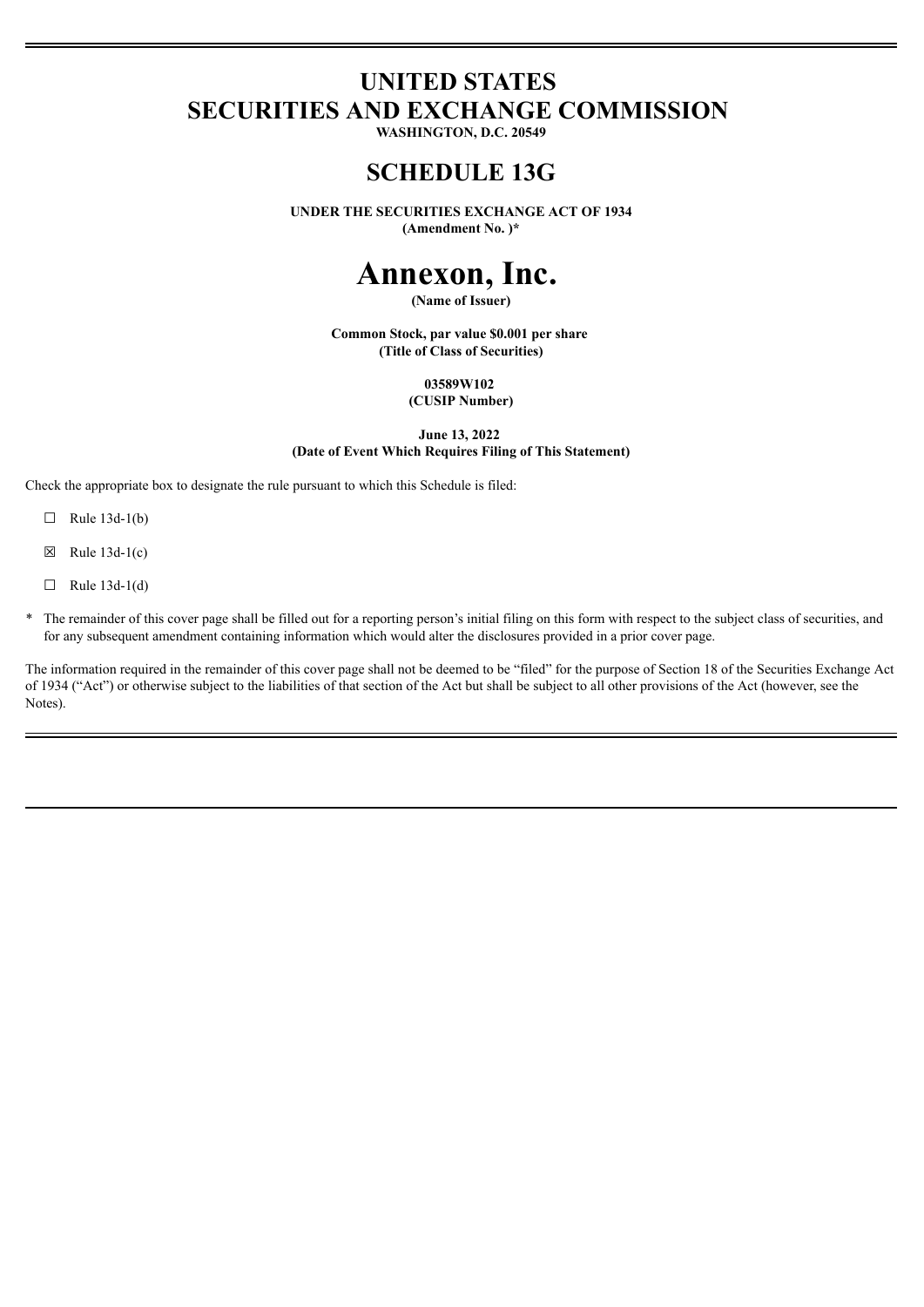# UNITED STATES
# SECURITIES AND EXCHANGE COMMISSION

**WASHINGTON, D.C. 20549**

## SCHEDULE 13G

**UNDER THE SECURITIES EXCHANGE ACT OF 1934**
**(Amendment No. )***

# Annexon, Inc.

**(Name of Issuer)**

**Common Stock, par value $0.001 per share**
**(Title of Class of Securities)**

**03589W102**
**(CUSIP Number)**

**June 13, 2022**
**(Date of Event Which Requires Filing of This Statement)**

Check the appropriate box to designate the rule pursuant to which this Schedule is filed:

☐ Rule 13d-1(b)

☒ Rule 13d-1(c)

☐ Rule 13d-1(d)

\* The remainder of this cover page shall be filled out for a reporting person's initial filing on this form with respect to the subject class of securities, and for any subsequent amendment containing information which would alter the disclosures provided in a prior cover page.

The information required in the remainder of this cover page shall not be deemed to be "filed" for the purpose of Section 18 of the Securities Exchange Act of 1934 ("Act") or otherwise subject to the liabilities of that section of the Act but shall be subject to all other provisions of the Act (however, see the Notes).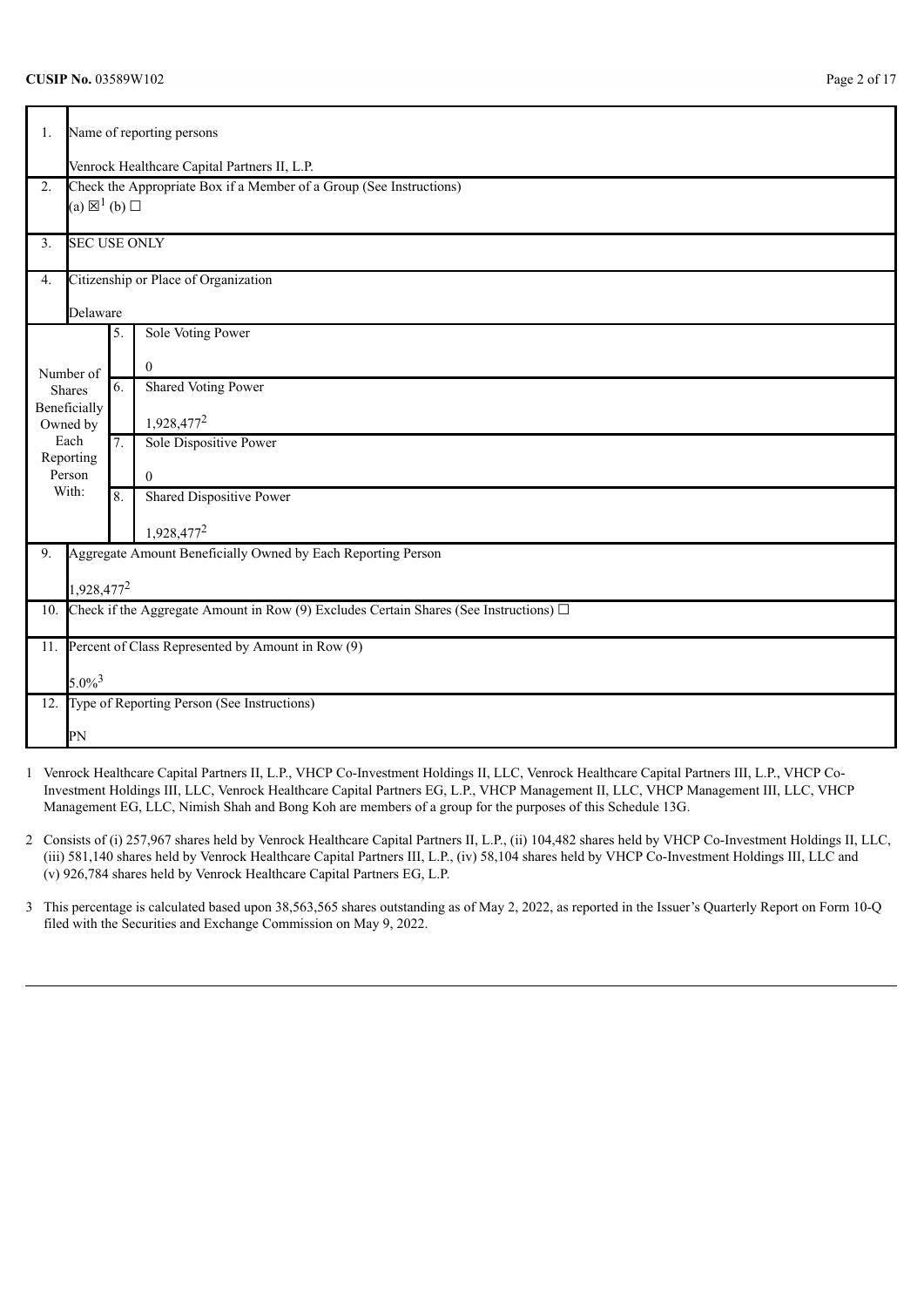**CUSIP No.** 03589W102

| | | | |
|---|---|---|---|
| 1. | Name of reporting persons<br><br>Venrock Healthcare Capital Partners II, L.P. | | |
| 2. | Check the Appropriate Box if a Member of a Group (See Instructions)<br>(a) ☒[1] (b) ☐ | | |
| 3. | SEC USE ONLY | | |
| 4. | Citizenship or Place of Organization<br><br>Delaware | | |
| Number of Shares Beneficially Owned by Each Reporting Person With: | 5. | Sole Voting Power<br><br>0 | |
| | 6. | Shared Voting Power<br><br>1,928,477[2] | |
| | 7. | Sole Dispositive Power<br><br>0 | |
| | 8. | Shared Dispositive Power<br><br>1,928,477[2] | |
| 9. | Aggregate Amount Beneficially Owned by Each Reporting Person<br><br>1,928,477[2] | | |
| 10. | Check if the Aggregate Amount in Row (9) Excludes Certain Shares (See Instructions) ☐ | | |
| 11. | Percent of Class Represented by Amount in Row (9)<br><br>5.0%[3] | | |
| 12. | Type of Reporting Person (See Instructions)<br><br>PN | | |

1 Venrock Healthcare Capital Partners II, L.P., VHCP Co-Investment Holdings II, LLC, Venrock Healthcare Capital Partners III, L.P., VHCP Co-Investment Holdings III, LLC, Venrock Healthcare Capital Partners EG, L.P., VHCP Management II, LLC, VHCP Management III, LLC, VHCP Management EG, LLC, Nimish Shah and Bong Koh are members of a group for the purposes of this Schedule 13G.

2 Consists of (i) 257,967 shares held by Venrock Healthcare Capital Partners II, L.P., (ii) 104,482 shares held by VHCP Co-Investment Holdings II, LLC, (iii) 581,140 shares held by Venrock Healthcare Capital Partners III, L.P., (iv) 58,104 shares held by VHCP Co-Investment Holdings III, LLC and (v) 926,784 shares held by Venrock Healthcare Capital Partners EG, L.P.

3 This percentage is calculated based upon 38,563,565 shares outstanding as of May 2, 2022, as reported in the Issuer's Quarterly Report on Form 10-Q filed with the Securities and Exchange Commission on May 9, 2022.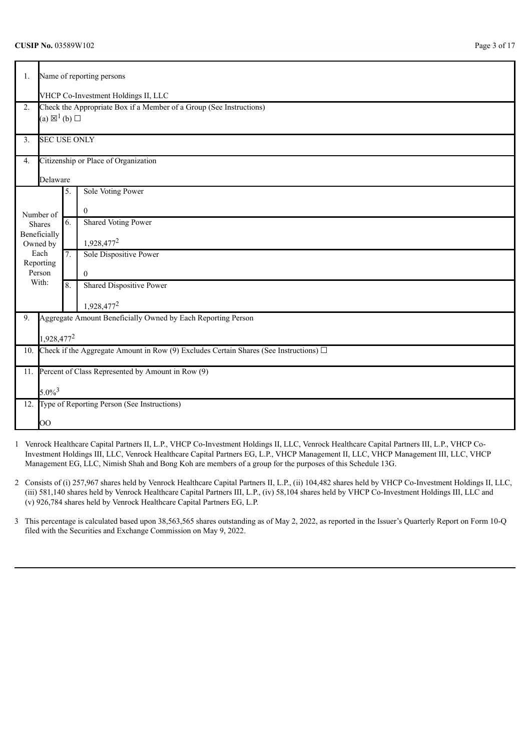**CUSIP No.** 03589W102

| | | | |
|---|---|---|---|
| 1. | Name of reporting persons<br><br>VHCP Co-Investment Holdings II, LLC | | |
| 2. | Check the Appropriate Box if a Member of a Group (See Instructions)<br>(a) ☒[1] (b) ☐ | | |
| 3. | SEC USE ONLY | | |
| 4. | Citizenship or Place of Organization<br><br>Delaware | | |
| Number of Shares Beneficially Owned by Each Reporting Person With: | 5. | Sole Voting Power<br><br>0 | |
| | 6. | Shared Voting Power<br><br>1,928,477[2] | |
| | 7. | Sole Dispositive Power<br><br>0 | |
| | 8. | Shared Dispositive Power<br><br>1,928,477[2] | |
| 9. | Aggregate Amount Beneficially Owned by Each Reporting Person<br><br>1,928,477[2] | | |
| 10. | Check if the Aggregate Amount in Row (9) Excludes Certain Shares (See Instructions) ☐ | | |
| 11. | Percent of Class Represented by Amount in Row (9)<br><br>5.0%[3] | | |
| 12. | Type of Reporting Person (See Instructions)<br><br>OO | | |

1 Venrock Healthcare Capital Partners II, L.P., VHCP Co-Investment Holdings II, LLC, Venrock Healthcare Capital Partners III, L.P., VHCP Co-Investment Holdings III, LLC, Venrock Healthcare Capital Partners EG, L.P., VHCP Management II, LLC, VHCP Management III, LLC, VHCP Management EG, LLC, Nimish Shah and Bong Koh are members of a group for the purposes of this Schedule 13G.

2 Consists of (i) 257,967 shares held by Venrock Healthcare Capital Partners II, L.P., (ii) 104,482 shares held by VHCP Co-Investment Holdings II, LLC, (iii) 581,140 shares held by Venrock Healthcare Capital Partners III, L.P., (iv) 58,104 shares held by VHCP Co-Investment Holdings III, LLC and (v) 926,784 shares held by Venrock Healthcare Capital Partners EG, L.P.

3 This percentage is calculated based upon 38,563,565 shares outstanding as of May 2, 2022, as reported in the Issuer's Quarterly Report on Form 10-Q filed with the Securities and Exchange Commission on May 9, 2022.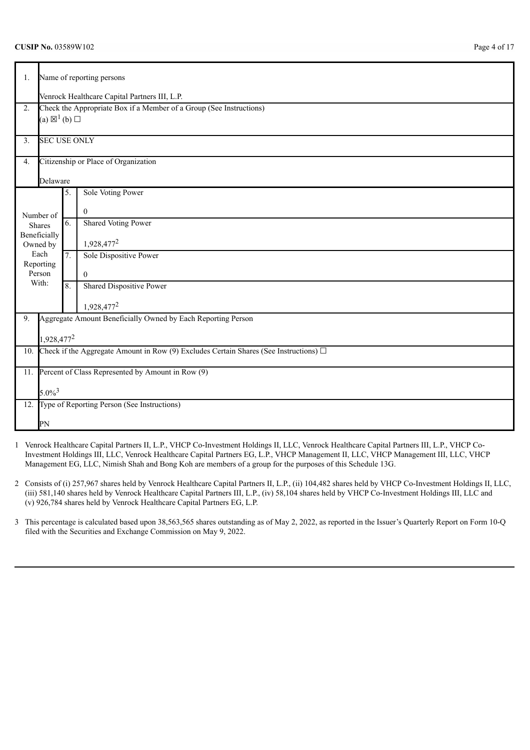**CUSIP No.** 03589W102

| | | | |
|---|---|---|---|
| 1. | Name of reporting persons<br><br>Venrock Healthcare Capital Partners III, L.P. | | |
| 2. | Check the Appropriate Box if a Member of a Group (See Instructions)<br>(a) ☒[1] (b) ☐ | | |
| 3. | SEC USE ONLY | | |
| 4. | Citizenship or Place of Organization<br><br>Delaware | | |
| Number of Shares Beneficially Owned by Each Reporting Person With: | 5. | Sole Voting Power<br><br>0 | |
| | 6. | Shared Voting Power<br><br>1,928,477[2] | |
| | 7. | Sole Dispositive Power<br><br>0 | |
| | 8. | Shared Dispositive Power<br><br>1,928,477[2] | |
| 9. | Aggregate Amount Beneficially Owned by Each Reporting Person<br><br>1,928,477[2] | | |
| 10. | Check if the Aggregate Amount in Row (9) Excludes Certain Shares (See Instructions) ☐ | | |
| 11. | Percent of Class Represented by Amount in Row (9)<br><br>5.0%[3] | | |
| 12. | Type of Reporting Person (See Instructions)<br><br>PN | | |

1 Venrock Healthcare Capital Partners II, L.P., VHCP Co-Investment Holdings II, LLC, Venrock Healthcare Capital Partners III, L.P., VHCP Co-Investment Holdings III, LLC, Venrock Healthcare Capital Partners EG, L.P., VHCP Management II, LLC, VHCP Management III, LLC, VHCP Management EG, LLC, Nimish Shah and Bong Koh are members of a group for the purposes of this Schedule 13G.

2 Consists of (i) 257,967 shares held by Venrock Healthcare Capital Partners II, L.P., (ii) 104,482 shares held by VHCP Co-Investment Holdings II, LLC, (iii) 581,140 shares held by Venrock Healthcare Capital Partners III, L.P., (iv) 58,104 shares held by VHCP Co-Investment Holdings III, LLC and (v) 926,784 shares held by Venrock Healthcare Capital Partners EG, L.P.

3 This percentage is calculated based upon 38,563,565 shares outstanding as of May 2, 2022, as reported in the Issuer's Quarterly Report on Form 10-Q filed with the Securities and Exchange Commission on May 9, 2022.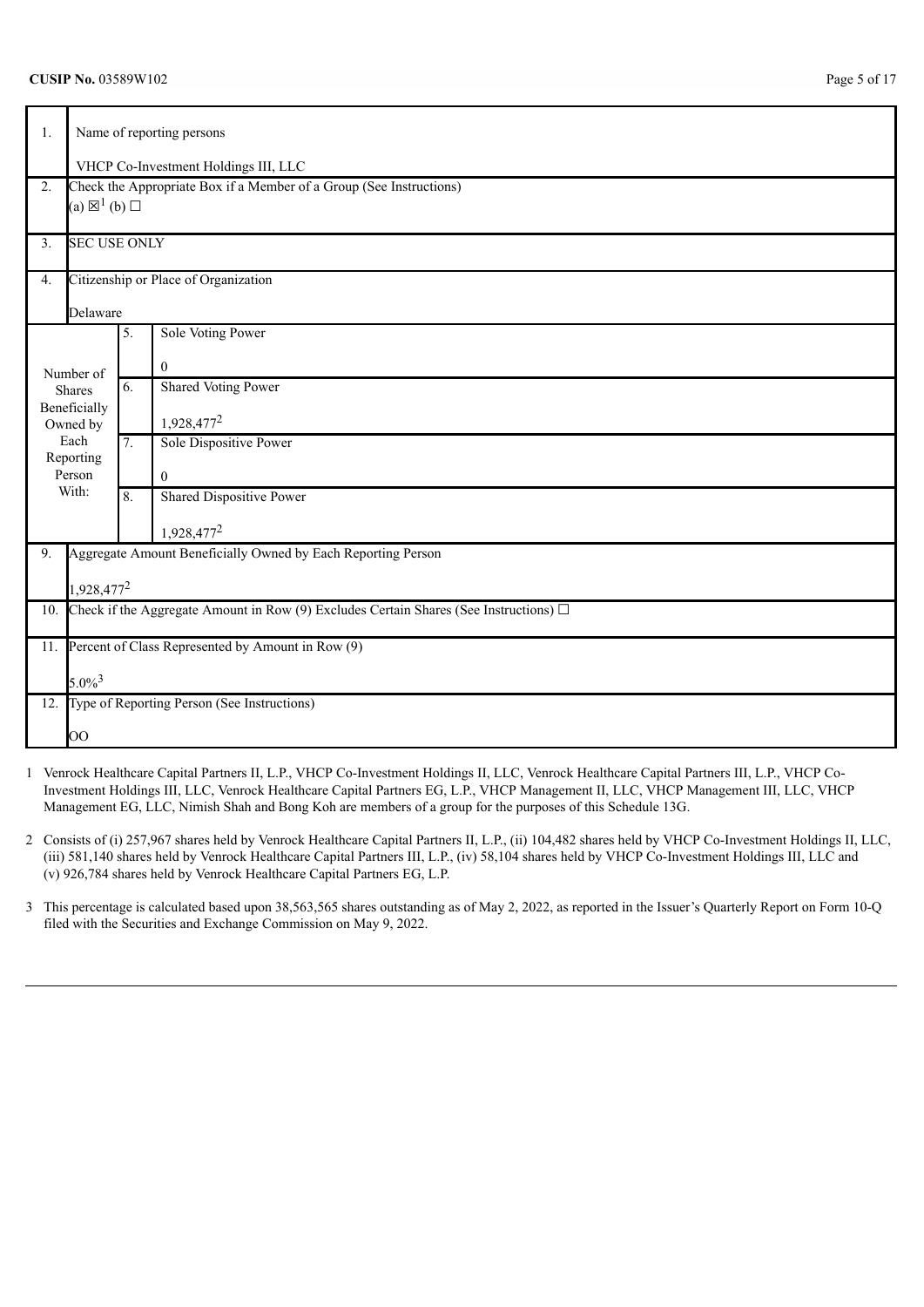**CUSIP No.** 03589W102

| | | | |
|---|---|---|---|
| 1. | Name of reporting persons<br><br>VHCP Co-Investment Holdings III, LLC | | |
| 2. | Check the Appropriate Box if a Member of a Group (See Instructions)<br>(a) ☒[1] (b) ☐ | | |
| 3. | SEC USE ONLY | | |
| 4. | Citizenship or Place of Organization<br><br>Delaware | | |
| Number of Shares Beneficially Owned by Each Reporting Person With: | 5. | Sole Voting Power<br><br>0 | |
| | 6. | Shared Voting Power<br><br>1,928,477[2] | |
| | 7. | Sole Dispositive Power<br><br>0 | |
| | 8. | Shared Dispositive Power<br><br>1,928,477[2] | |
| 9. | Aggregate Amount Beneficially Owned by Each Reporting Person<br><br>1,928,477[2] | | |
| 10. | Check if the Aggregate Amount in Row (9) Excludes Certain Shares (See Instructions) ☐ | | |
| 11. | Percent of Class Represented by Amount in Row (9)<br><br>5.0%[3] | | |
| 12. | Type of Reporting Person (See Instructions)<br><br>OO | | |

1 Venrock Healthcare Capital Partners II, L.P., VHCP Co-Investment Holdings II, LLC, Venrock Healthcare Capital Partners III, L.P., VHCP Co-Investment Holdings III, LLC, Venrock Healthcare Capital Partners EG, L.P., VHCP Management II, LLC, VHCP Management III, LLC, VHCP Management EG, LLC, Nimish Shah and Bong Koh are members of a group for the purposes of this Schedule 13G.

2 Consists of (i) 257,967 shares held by Venrock Healthcare Capital Partners II, L.P., (ii) 104,482 shares held by VHCP Co-Investment Holdings II, LLC, (iii) 581,140 shares held by Venrock Healthcare Capital Partners III, L.P., (iv) 58,104 shares held by VHCP Co-Investment Holdings III, LLC and (v) 926,784 shares held by Venrock Healthcare Capital Partners EG, L.P.

3 This percentage is calculated based upon 38,563,565 shares outstanding as of May 2, 2022, as reported in the Issuer's Quarterly Report on Form 10-Q filed with the Securities and Exchange Commission on May 9, 2022.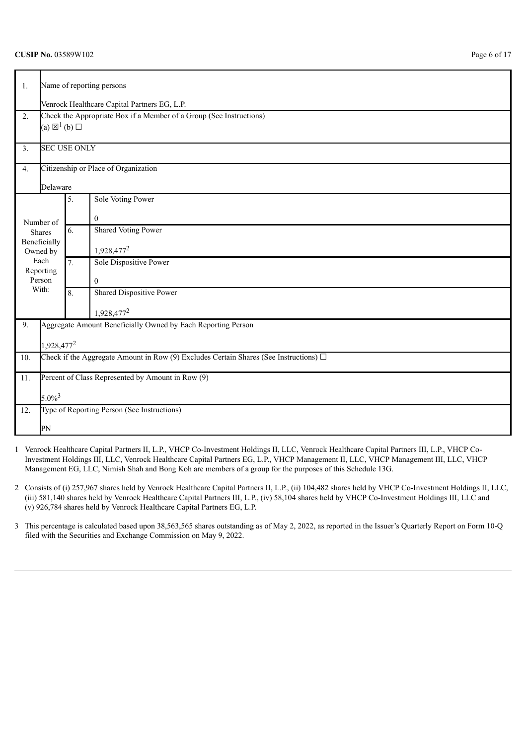**CUSIP No.** 03589W102

| | | | |
|---|---|---|---|
| 1. | Name of reporting persons<br><br>Venrock Healthcare Capital Partners EG, L.P. | | |
| 2. | Check the Appropriate Box if a Member of a Group (See Instructions)<br>(a) ☒[1] (b) ☐ | | |
| 3. | SEC USE ONLY | | |
| 4. | Citizenship or Place of Organization<br><br>Delaware | | |
| Number of Shares Beneficially Owned by Each Reporting Person With: | 5. | Sole Voting Power<br><br>0 | |
| | 6. | Shared Voting Power<br><br>1,928,477[2] | |
| | 7. | Sole Dispositive Power<br><br>0 | |
| | 8. | Shared Dispositive Power<br><br>1,928,477[2] | |
| 9. | Aggregate Amount Beneficially Owned by Each Reporting Person<br><br>1,928,477[2] | | |
| 10. | Check if the Aggregate Amount in Row (9) Excludes Certain Shares (See Instructions) ☐ | | |
| 11. | Percent of Class Represented by Amount in Row (9)<br><br>5.0%[3] | | |
| 12. | Type of Reporting Person (See Instructions)<br><br>PN | | |

1 Venrock Healthcare Capital Partners II, L.P., VHCP Co-Investment Holdings II, LLC, Venrock Healthcare Capital Partners III, L.P., VHCP Co-Investment Holdings III, LLC, Venrock Healthcare Capital Partners EG, L.P., VHCP Management II, LLC, VHCP Management III, LLC, VHCP Management EG, LLC, Nimish Shah and Bong Koh are members of a group for the purposes of this Schedule 13G.

2 Consists of (i) 257,967 shares held by Venrock Healthcare Capital Partners II, L.P., (ii) 104,482 shares held by VHCP Co-Investment Holdings II, LLC, (iii) 581,140 shares held by Venrock Healthcare Capital Partners III, L.P., (iv) 58,104 shares held by VHCP Co-Investment Holdings III, LLC and (v) 926,784 shares held by Venrock Healthcare Capital Partners EG, L.P.

3 This percentage is calculated based upon 38,563,565 shares outstanding as of May 2, 2022, as reported in the Issuer's Quarterly Report on Form 10-Q filed with the Securities and Exchange Commission on May 9, 2022.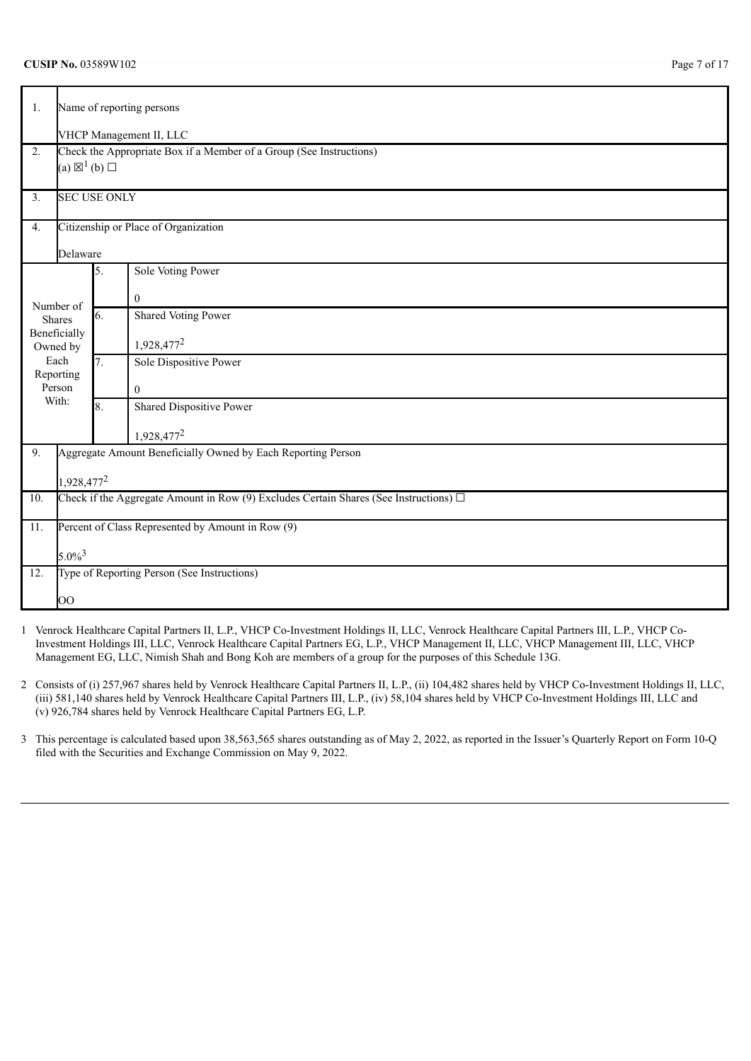**CUSIP No.** 03589W102

| | | | |
|---|---|---|---|
| 1. | Name of reporting persons<br><br>VHCP Management II, LLC | | |
| 2. | Check the Appropriate Box if a Member of a Group (See Instructions)<br>(a) ☒[1] (b) ☐ | | |
| 3. | SEC USE ONLY | | |
| 4. | Citizenship or Place of Organization<br><br>Delaware | | |
| Number of Shares Beneficially Owned by Each Reporting Person With: | 5. | Sole Voting Power<br><br>0 | |
| | 6. | Shared Voting Power<br><br>1,928,477[2] | |
| | 7. | Sole Dispositive Power<br><br>0 | |
| | 8. | Shared Dispositive Power<br><br>1,928,477[2] | |
| 9. | Aggregate Amount Beneficially Owned by Each Reporting Person<br><br>1,928,477[2] | | |
| 10. | Check if the Aggregate Amount in Row (9) Excludes Certain Shares (See Instructions) ☐ | | |
| 11. | Percent of Class Represented by Amount in Row (9)<br><br>5.0%[3] | | |
| 12. | Type of Reporting Person (See Instructions)<br><br>OO | | |

1 Venrock Healthcare Capital Partners II, L.P., VHCP Co-Investment Holdings II, LLC, Venrock Healthcare Capital Partners III, L.P., VHCP Co-Investment Holdings III, LLC, Venrock Healthcare Capital Partners EG, L.P., VHCP Management II, LLC, VHCP Management III, LLC, VHCP Management EG, LLC, Nimish Shah and Bong Koh are members of a group for the purposes of this Schedule 13G.

2 Consists of (i) 257,967 shares held by Venrock Healthcare Capital Partners II, L.P., (ii) 104,482 shares held by VHCP Co-Investment Holdings II, LLC, (iii) 581,140 shares held by Venrock Healthcare Capital Partners III, L.P., (iv) 58,104 shares held by VHCP Co-Investment Holdings III, LLC and (v) 926,784 shares held by Venrock Healthcare Capital Partners EG, L.P.

3 This percentage is calculated based upon 38,563,565 shares outstanding as of May 2, 2022, as reported in the Issuer's Quarterly Report on Form 10-Q filed with the Securities and Exchange Commission on May 9, 2022.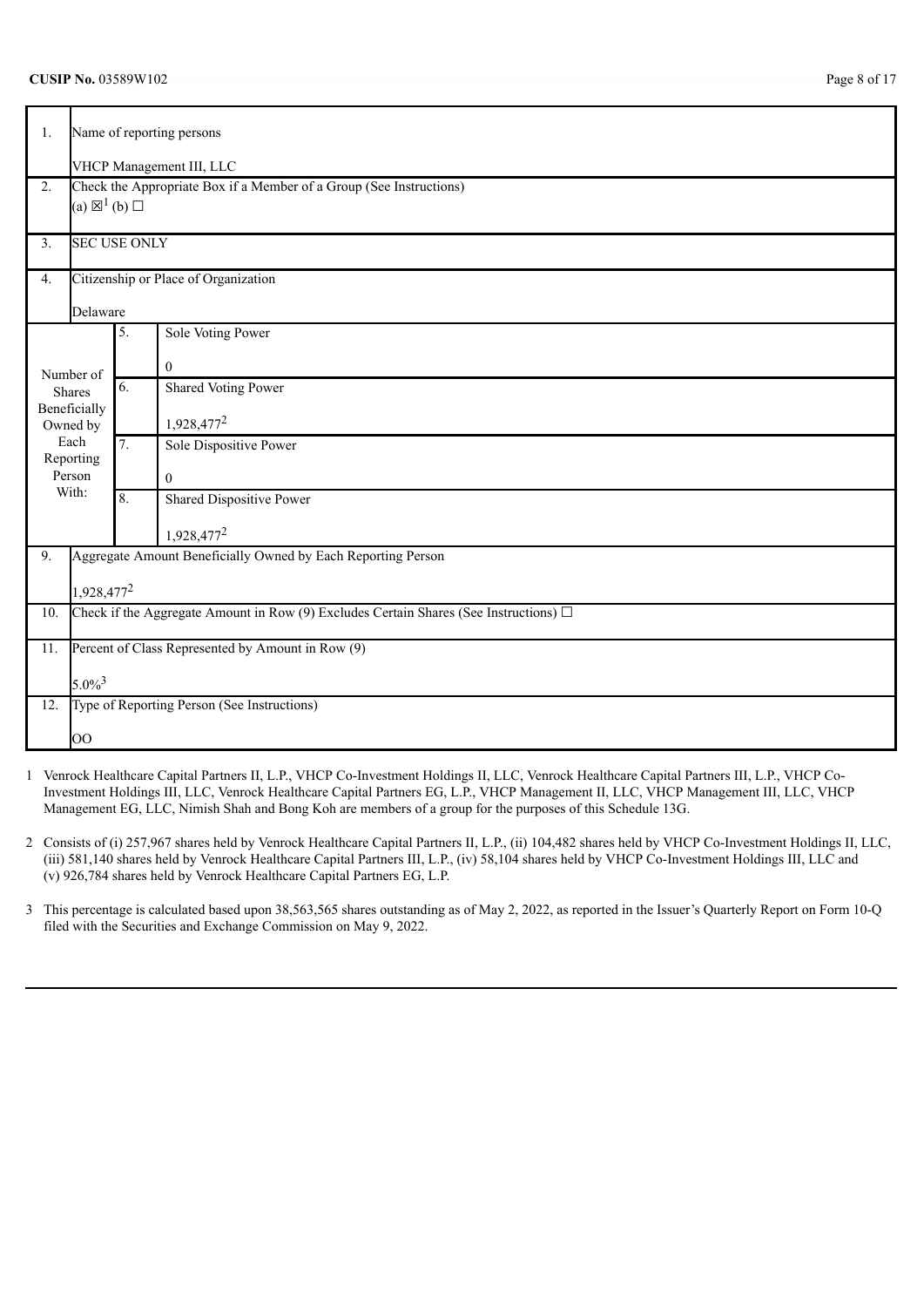**CUSIP No.** 03589W102

| | | | |
|---|---|---|---|
| 1. | Name of reporting persons<br><br>VHCP Management III, LLC | | |
| 2. | Check the Appropriate Box if a Member of a Group (See Instructions)<br>(a) ☒[1] (b) ☐ | | |
| 3. | SEC USE ONLY | | |
| 4. | Citizenship or Place of Organization<br><br>Delaware | | |
| Number of Shares Beneficially Owned by Each Reporting Person With: | 5. | Sole Voting Power<br><br>0 | |
| | 6. | Shared Voting Power<br><br>1,928,477[2] | |
| | 7. | Sole Dispositive Power<br><br>0 | |
| | 8. | Shared Dispositive Power<br><br>1,928,477[2] | |
| 9. | Aggregate Amount Beneficially Owned by Each Reporting Person<br><br>1,928,477[2] | | |
| 10. | Check if the Aggregate Amount in Row (9) Excludes Certain Shares (See Instructions) ☐ | | |
| 11. | Percent of Class Represented by Amount in Row (9)<br><br>5.0%[3] | | |
| 12. | Type of Reporting Person (See Instructions)<br><br>OO | | |

1 Venrock Healthcare Capital Partners II, L.P., VHCP Co-Investment Holdings II, LLC, Venrock Healthcare Capital Partners III, L.P., VHCP Co-Investment Holdings III, LLC, Venrock Healthcare Capital Partners EG, L.P., VHCP Management II, LLC, VHCP Management III, LLC, VHCP Management EG, LLC, Nimish Shah and Bong Koh are members of a group for the purposes of this Schedule 13G.

2 Consists of (i) 257,967 shares held by Venrock Healthcare Capital Partners II, L.P., (ii) 104,482 shares held by VHCP Co-Investment Holdings II, LLC, (iii) 581,140 shares held by Venrock Healthcare Capital Partners III, L.P., (iv) 58,104 shares held by VHCP Co-Investment Holdings III, LLC and (v) 926,784 shares held by Venrock Healthcare Capital Partners EG, L.P.

3 This percentage is calculated based upon 38,563,565 shares outstanding as of May 2, 2022, as reported in the Issuer's Quarterly Report on Form 10-Q filed with the Securities and Exchange Commission on May 9, 2022.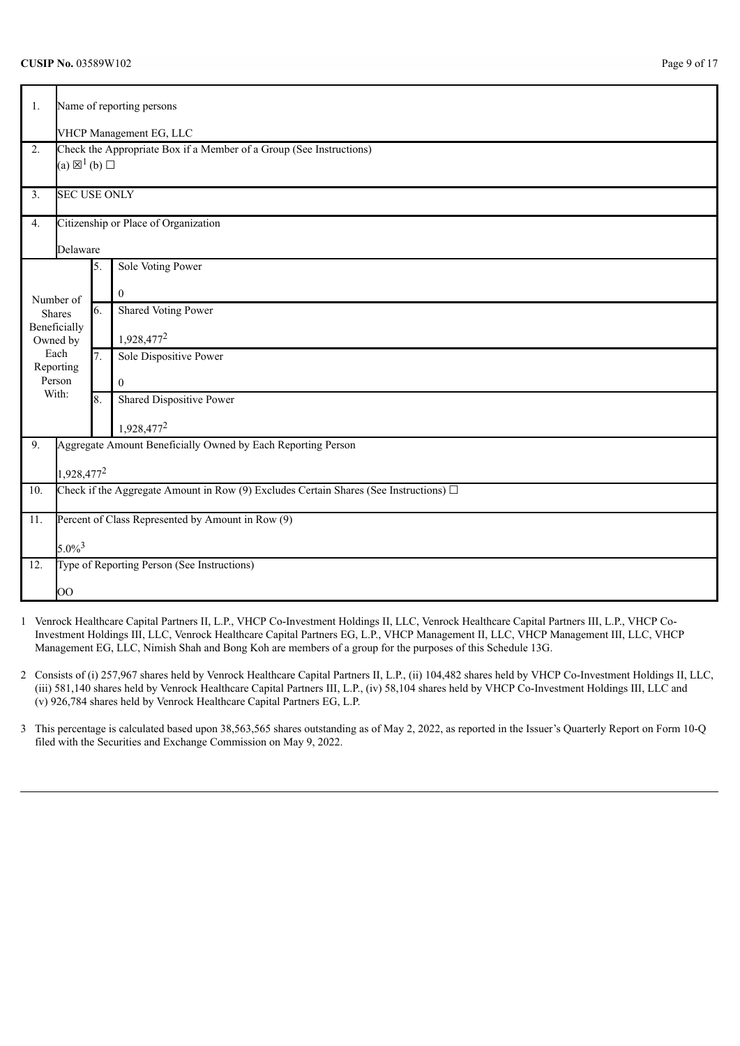**CUSIP No.** 03589W102

| | | | |
|---|---|---|---|
| 1. | Name of reporting persons<br><br>VHCP Management EG, LLC | | |
| 2. | Check the Appropriate Box if a Member of a Group (See Instructions)<br>(a) ☒[1] (b) ☐ | | |
| 3. | SEC USE ONLY | | |
| 4. | Citizenship or Place of Organization<br><br>Delaware | | |
| Number of Shares Beneficially Owned by Each Reporting Person With: | 5. | Sole Voting Power<br><br>0 | |
| | 6. | Shared Voting Power<br><br>1,928,477[2] | |
| | 7. | Sole Dispositive Power<br><br>0 | |
| | 8. | Shared Dispositive Power<br><br>1,928,477[2] | |
| 9. | Aggregate Amount Beneficially Owned by Each Reporting Person<br><br>1,928,477[2] | | |
| 10. | Check if the Aggregate Amount in Row (9) Excludes Certain Shares (See Instructions) ☐ | | |
| 11. | Percent of Class Represented by Amount in Row (9)<br><br>5.0%[3] | | |
| 12. | Type of Reporting Person (See Instructions)<br><br>OO | | |

1 Venrock Healthcare Capital Partners II, L.P., VHCP Co-Investment Holdings II, LLC, Venrock Healthcare Capital Partners III, L.P., VHCP Co-Investment Holdings III, LLC, Venrock Healthcare Capital Partners EG, L.P., VHCP Management II, LLC, VHCP Management III, LLC, VHCP Management EG, LLC, Nimish Shah and Bong Koh are members of a group for the purposes of this Schedule 13G.

2 Consists of (i) 257,967 shares held by Venrock Healthcare Capital Partners II, L.P., (ii) 104,482 shares held by VHCP Co-Investment Holdings II, LLC, (iii) 581,140 shares held by Venrock Healthcare Capital Partners III, L.P., (iv) 58,104 shares held by VHCP Co-Investment Holdings III, LLC and (v) 926,784 shares held by Venrock Healthcare Capital Partners EG, L.P.

3 This percentage is calculated based upon 38,563,565 shares outstanding as of May 2, 2022, as reported in the Issuer's Quarterly Report on Form 10-Q filed with the Securities and Exchange Commission on May 9, 2022.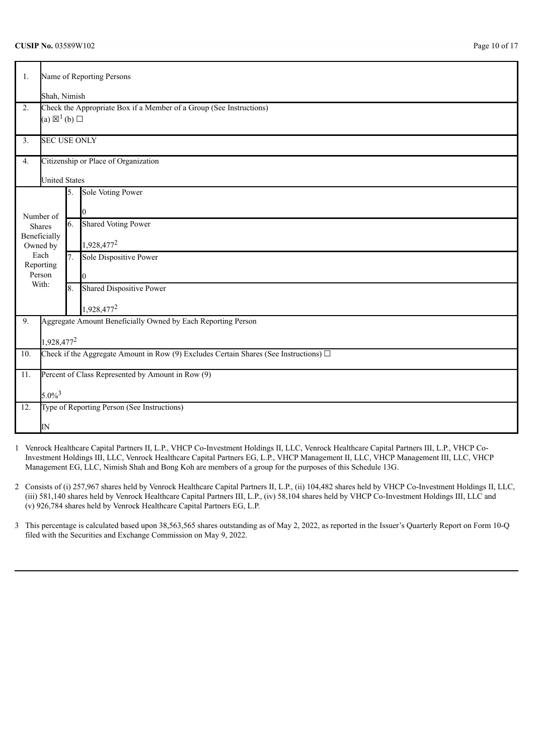**CUSIP No.** 03589W102

| | | | |
|---|---|---|---|
| 1. | Name of Reporting Persons<br><br>Shah, Nimish | | |
| 2. | Check the Appropriate Box if a Member of a Group (See Instructions)<br>(a) ☒[1] (b) ☐ | | |
| 3. | SEC USE ONLY | | |
| 4. | Citizenship or Place of Organization<br><br>United States | | |
| Number of Shares Beneficially Owned by Each Reporting Person With: | 5. | Sole Voting Power<br><br>0 | |
| | 6. | Shared Voting Power<br><br>1,928,477[2] | |
| | 7. | Sole Dispositive Power<br><br>0 | |
| | 8. | Shared Dispositive Power<br><br>1,928,477[2] | |
| 9. | Aggregate Amount Beneficially Owned by Each Reporting Person<br><br>1,928,477[2] | | |
| 10. | Check if the Aggregate Amount in Row (9) Excludes Certain Shares (See Instructions) ☐ | | |
| 11. | Percent of Class Represented by Amount in Row (9)<br><br>5.0%[3] | | |
| 12. | Type of Reporting Person (See Instructions)<br><br>IN | | |

1 Venrock Healthcare Capital Partners II, L.P., VHCP Co-Investment Holdings II, LLC, Venrock Healthcare Capital Partners III, L.P., VHCP Co-Investment Holdings III, LLC, Venrock Healthcare Capital Partners EG, L.P., VHCP Management II, LLC, VHCP Management III, LLC, VHCP Management EG, LLC, Nimish Shah and Bong Koh are members of a group for the purposes of this Schedule 13G.

2 Consists of (i) 257,967 shares held by Venrock Healthcare Capital Partners II, L.P., (ii) 104,482 shares held by VHCP Co-Investment Holdings II, LLC, (iii) 581,140 shares held by Venrock Healthcare Capital Partners III, L.P., (iv) 58,104 shares held by VHCP Co-Investment Holdings III, LLC and (v) 926,784 shares held by Venrock Healthcare Capital Partners EG, L.P.

3 This percentage is calculated based upon 38,563,565 shares outstanding as of May 2, 2022, as reported in the Issuer's Quarterly Report on Form 10-Q filed with the Securities and Exchange Commission on May 9, 2022.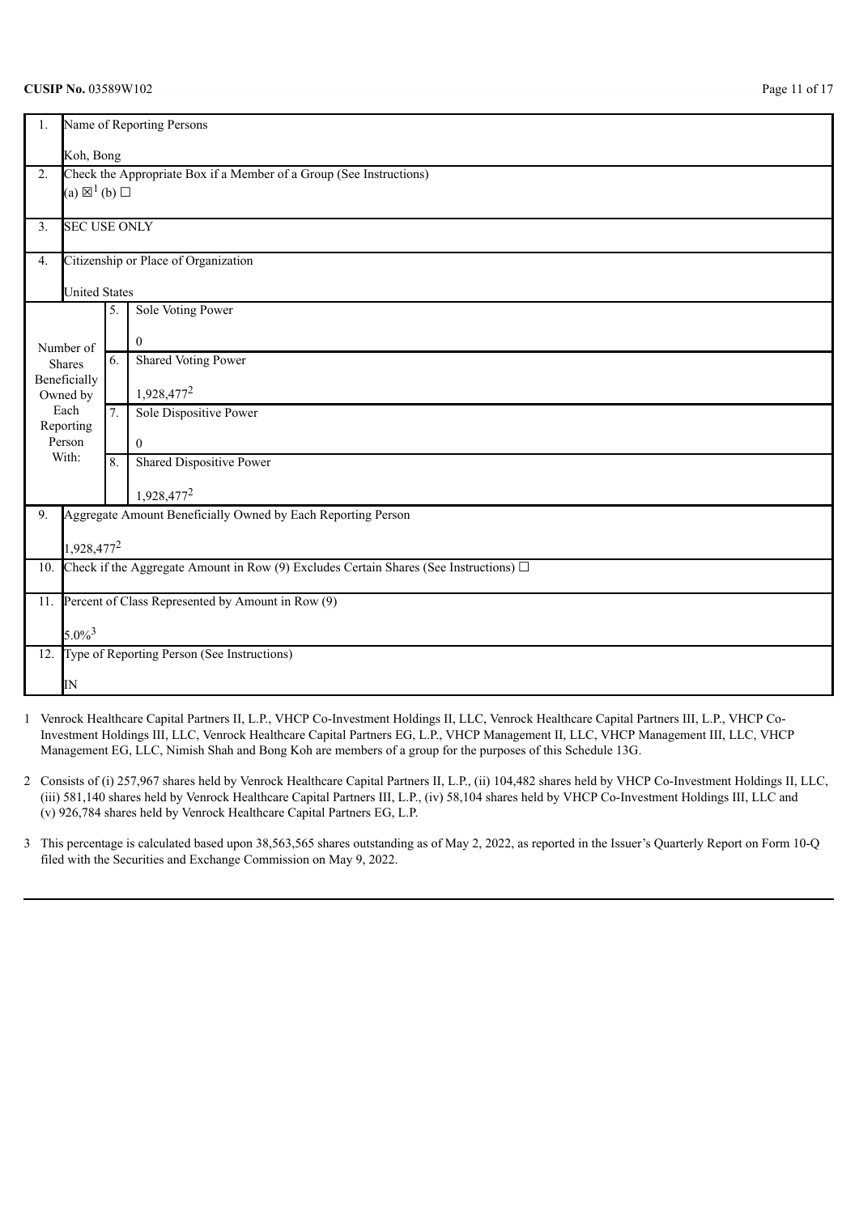**CUSIP No.** 03589W102

| | | | |
|---|---|---|---|
| 1. | Name of Reporting Persons<br><br>Koh, Bong | | |
| 2. | Check the Appropriate Box if a Member of a Group (See Instructions)<br>(a) ☒[1] (b) ☐ | | |
| 3. | SEC USE ONLY | | |
| 4. | Citizenship or Place of Organization<br><br>United States | | |
| Number of Shares Beneficially Owned by Each Reporting Person With: | 5. | Sole Voting Power<br><br>0 | |
| | 6. | Shared Voting Power<br><br>1,928,477[2] | |
| | 7. | Sole Dispositive Power<br><br>0 | |
| | 8. | Shared Dispositive Power<br><br>1,928,477[2] | |
| 9. | Aggregate Amount Beneficially Owned by Each Reporting Person<br><br>1,928,477[2] | | |
| 10. | Check if the Aggregate Amount in Row (9) Excludes Certain Shares (See Instructions) ☐ | | |
| 11. | Percent of Class Represented by Amount in Row (9)<br><br>5.0%[3] | | |
| 12. | Type of Reporting Person (See Instructions)<br><br>IN | | |

1 Venrock Healthcare Capital Partners II, L.P., VHCP Co-Investment Holdings II, LLC, Venrock Healthcare Capital Partners III, L.P., VHCP Co-Investment Holdings III, LLC, Venrock Healthcare Capital Partners EG, L.P., VHCP Management II, LLC, VHCP Management III, LLC, VHCP Management EG, LLC, Nimish Shah and Bong Koh are members of a group for the purposes of this Schedule 13G.

2 Consists of (i) 257,967 shares held by Venrock Healthcare Capital Partners II, L.P., (ii) 104,482 shares held by VHCP Co-Investment Holdings II, LLC, (iii) 581,140 shares held by Venrock Healthcare Capital Partners III, L.P., (iv) 58,104 shares held by VHCP Co-Investment Holdings III, LLC and (v) 926,784 shares held by Venrock Healthcare Capital Partners EG, L.P.

3 This percentage is calculated based upon 38,563,565 shares outstanding as of May 2, 2022, as reported in the Issuer's Quarterly Report on Form 10-Q filed with the Securities and Exchange Commission on May 9, 2022.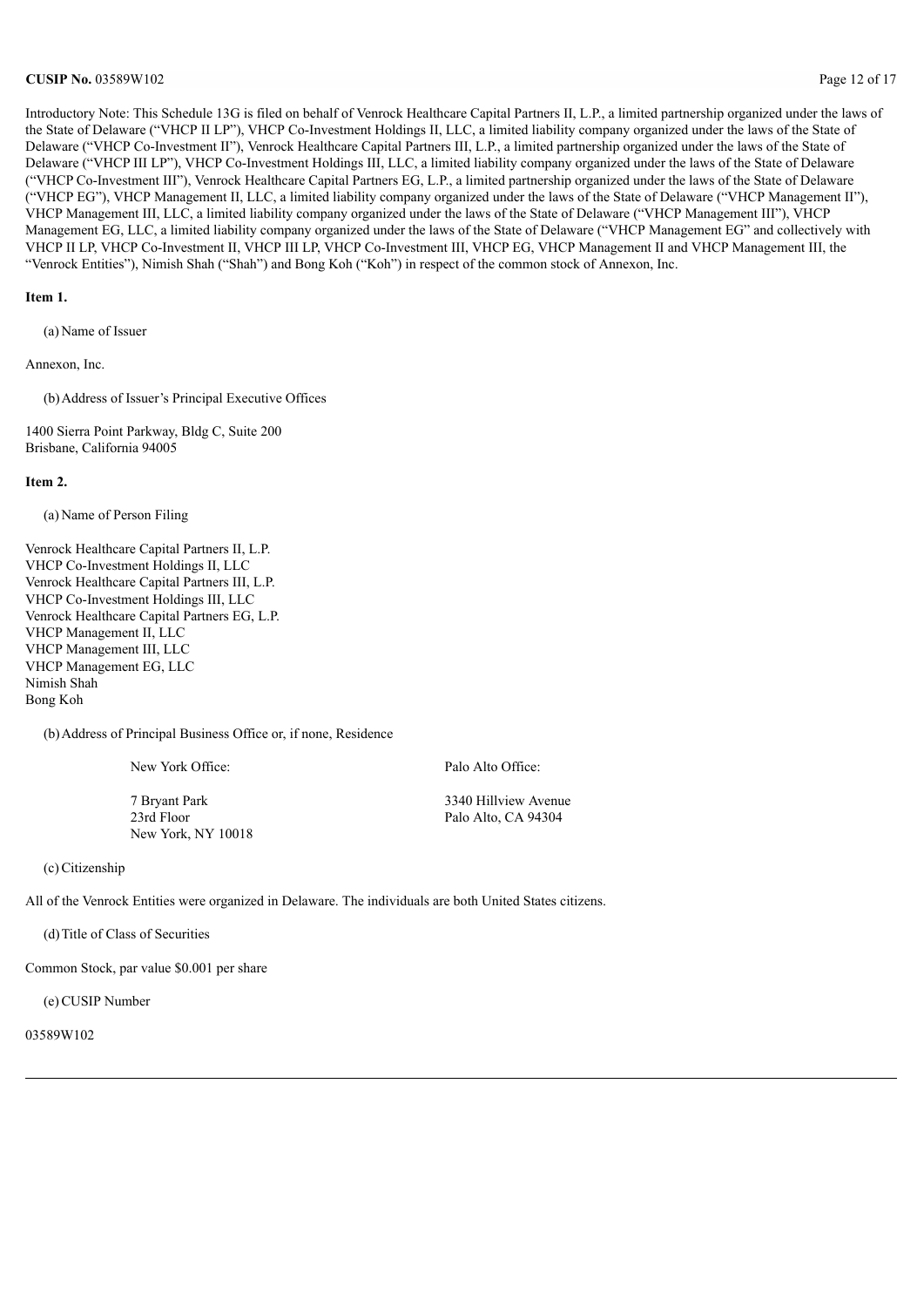Introductory Note: This Schedule 13G is filed on behalf of Venrock Healthcare Capital Partners II, L.P., a limited partnership organized under the laws of the State of Delaware ("VHCP II LP"), VHCP Co-Investment Holdings II, LLC, a limited liability company organized under the laws of the State of Delaware ("VHCP Co-Investment II"), Venrock Healthcare Capital Partners III, L.P., a limited partnership organized under the laws of the State of Delaware ("VHCP III LP"), VHCP Co-Investment Holdings III, LLC, a limited liability company organized under the laws of the State of Delaware ("VHCP Co-Investment III"), Venrock Healthcare Capital Partners EG, L.P., a limited partnership organized under the laws of the State of Delaware ("VHCP EG"), VHCP Management II, LLC, a limited liability company organized under the laws of the State of Delaware ("VHCP Management II"), VHCP Management III, LLC, a limited liability company organized under the laws of the State of Delaware ("VHCP Management III"), VHCP Management EG, LLC, a limited liability company organized under the laws of the State of Delaware ("VHCP Management EG" and collectively with VHCP II LP, VHCP Co-Investment II, VHCP III LP, VHCP Co-Investment III, VHCP EG, VHCP Management II and VHCP Management III, the "Venrock Entities"), Nimish Shah ("Shah") and Bong Koh ("Koh") in respect of the common stock of Annexon, Inc.

**Item 1.**

(a) Name of Issuer

Annexon, Inc.

(b) Address of Issuer's Principal Executive Offices

1400 Sierra Point Parkway, Bldg C, Suite 200
Brisbane, California 94005

**Item 2.**

(a) Name of Person Filing

Venrock Healthcare Capital Partners II, L.P.
VHCP Co-Investment Holdings II, LLC
Venrock Healthcare Capital Partners III, L.P.
VHCP Co-Investment Holdings III, LLC
Venrock Healthcare Capital Partners EG, L.P.
VHCP Management II, LLC
VHCP Management III, LLC
VHCP Management EG, LLC
Nimish Shah
Bong Koh

(b) Address of Principal Business Office or, if none, Residence

| New York Office: | Palo Alto Office: |
|---|---|
| 7 Bryant Park<br>23rd Floor<br>New York, NY 10018 | 3340 Hillview Avenue<br>Palo Alto, CA 94304 |

(c) Citizenship

All of the Venrock Entities were organized in Delaware. The individuals are both United States citizens.

(d) Title of Class of Securities

Common Stock, par value $0.001 per share

(e) CUSIP Number

03589W102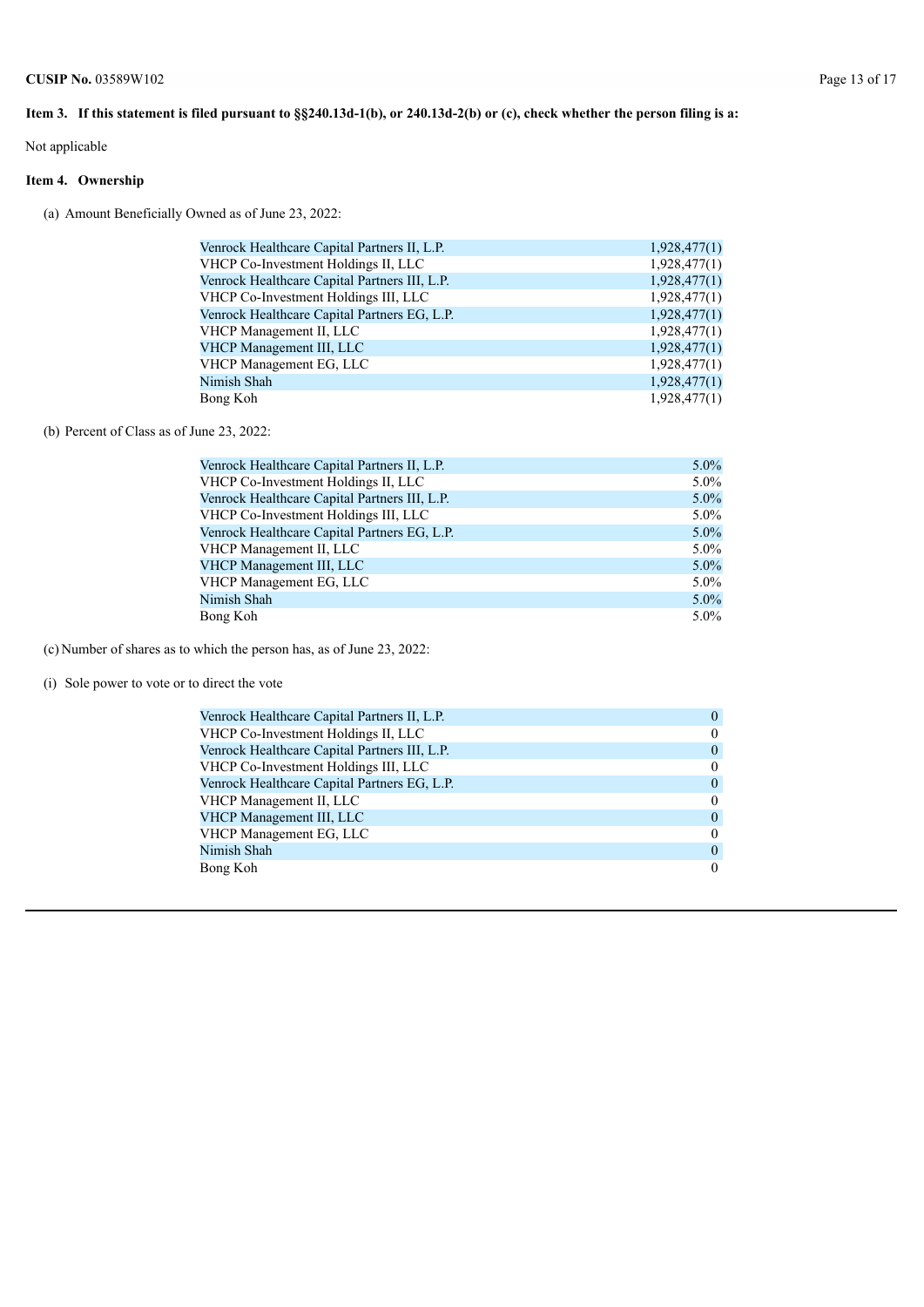**CUSIP No.** 03589W102

**Item 3. If this statement is filed pursuant to §§240.13d-1(b), or 240.13d-2(b) or (c), check whether the person filing is a:**

Not applicable

**Item 4. Ownership**

(a) Amount Beneficially Owned as of June 23, 2022:

| | |
|---|---|
| Venrock Healthcare Capital Partners II, L.P. | 1,928,477(1) |
| VHCP Co-Investment Holdings II, LLC | 1,928,477(1) |
| Venrock Healthcare Capital Partners III, L.P. | 1,928,477(1) |
| VHCP Co-Investment Holdings III, LLC | 1,928,477(1) |
| Venrock Healthcare Capital Partners EG, L.P. | 1,928,477(1) |
| VHCP Management II, LLC | 1,928,477(1) |
| VHCP Management III, LLC | 1,928,477(1) |
| VHCP Management EG, LLC | 1,928,477(1) |
| Nimish Shah | 1,928,477(1) |
| Bong Koh | 1,928,477(1) |

(b) Percent of Class as of June 23, 2022:

| | |
|---|---|
| Venrock Healthcare Capital Partners II, L.P. | 5.0% |
| VHCP Co-Investment Holdings II, LLC | 5.0% |
| Venrock Healthcare Capital Partners III, L.P. | 5.0% |
| VHCP Co-Investment Holdings III, LLC | 5.0% |
| Venrock Healthcare Capital Partners EG, L.P. | 5.0% |
| VHCP Management II, LLC | 5.0% |
| VHCP Management III, LLC | 5.0% |
| VHCP Management EG, LLC | 5.0% |
| Nimish Shah | 5.0% |
| Bong Koh | 5.0% |

(c) Number of shares as to which the person has, as of June 23, 2022:

(i) Sole power to vote or to direct the vote

| | |
|---|---|
| Venrock Healthcare Capital Partners II, L.P. | 0 |
| VHCP Co-Investment Holdings II, LLC | 0 |
| Venrock Healthcare Capital Partners III, L.P. | 0 |
| VHCP Co-Investment Holdings III, LLC | 0 |
| Venrock Healthcare Capital Partners EG, L.P. | 0 |
| VHCP Management II, LLC | 0 |
| VHCP Management III, LLC | 0 |
| VHCP Management EG, LLC | 0 |
| Nimish Shah | 0 |
| Bong Koh | 0 |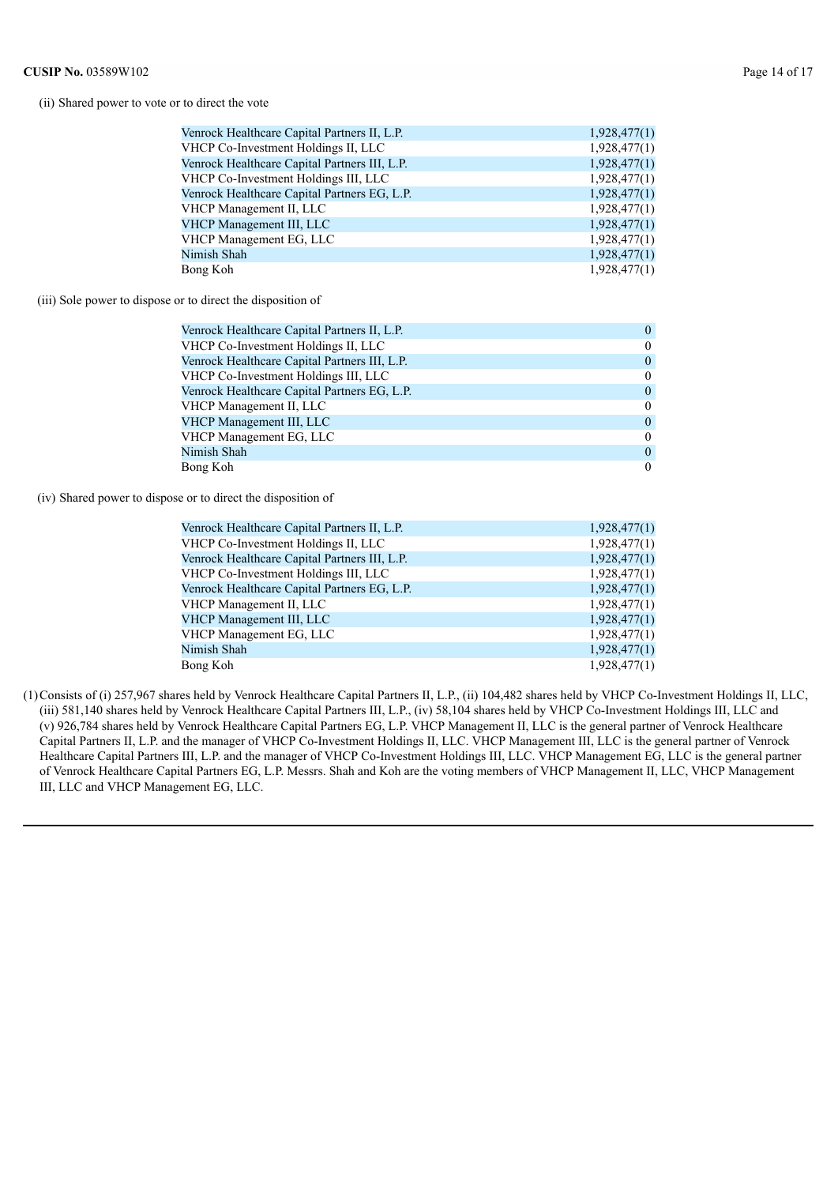(ii) Shared power to vote or to direct the vote

| | |
|---|---|
| Venrock Healthcare Capital Partners II, L.P. | 1,928,477(1) |
| VHCP Co-Investment Holdings II, LLC | 1,928,477(1) |
| Venrock Healthcare Capital Partners III, L.P. | 1,928,477(1) |
| VHCP Co-Investment Holdings III, LLC | 1,928,477(1) |
| Venrock Healthcare Capital Partners EG, L.P. | 1,928,477(1) |
| VHCP Management II, LLC | 1,928,477(1) |
| VHCP Management III, LLC | 1,928,477(1) |
| VHCP Management EG, LLC | 1,928,477(1) |
| Nimish Shah | 1,928,477(1) |
| Bong Koh | 1,928,477(1) |

(iii) Sole power to dispose or to direct the disposition of

| | |
|---|---|
| Venrock Healthcare Capital Partners II, L.P. | 0 |
| VHCP Co-Investment Holdings II, LLC | 0 |
| Venrock Healthcare Capital Partners III, L.P. | 0 |
| VHCP Co-Investment Holdings III, LLC | 0 |
| Venrock Healthcare Capital Partners EG, L.P. | 0 |
| VHCP Management II, LLC | 0 |
| VHCP Management III, LLC | 0 |
| VHCP Management EG, LLC | 0 |
| Nimish Shah | 0 |
| Bong Koh | 0 |

(iv) Shared power to dispose or to direct the disposition of

| | |
|---|---|
| Venrock Healthcare Capital Partners II, L.P. | 1,928,477(1) |
| VHCP Co-Investment Holdings II, LLC | 1,928,477(1) |
| Venrock Healthcare Capital Partners III, L.P. | 1,928,477(1) |
| VHCP Co-Investment Holdings III, LLC | 1,928,477(1) |
| Venrock Healthcare Capital Partners EG, L.P. | 1,928,477(1) |
| VHCP Management II, LLC | 1,928,477(1) |
| VHCP Management III, LLC | 1,928,477(1) |
| VHCP Management EG, LLC | 1,928,477(1) |
| Nimish Shah | 1,928,477(1) |
| Bong Koh | 1,928,477(1) |

(1) Consists of (i) 257,967 shares held by Venrock Healthcare Capital Partners II, L.P., (ii) 104,482 shares held by VHCP Co-Investment Holdings II, LLC, (iii) 581,140 shares held by Venrock Healthcare Capital Partners III, L.P., (iv) 58,104 shares held by VHCP Co-Investment Holdings III, LLC and (v) 926,784 shares held by Venrock Healthcare Capital Partners EG, L.P. VHCP Management II, LLC is the general partner of Venrock Healthcare Capital Partners II, L.P. and the manager of VHCP Co-Investment Holdings II, LLC. VHCP Management III, LLC is the general partner of Venrock Healthcare Capital Partners III, L.P. and the manager of VHCP Co-Investment Holdings III, LLC. VHCP Management EG, LLC is the general partner of Venrock Healthcare Capital Partners EG, L.P. Messrs. Shah and Koh are the voting members of VHCP Management II, LLC, VHCP Management III, LLC and VHCP Management EG, LLC.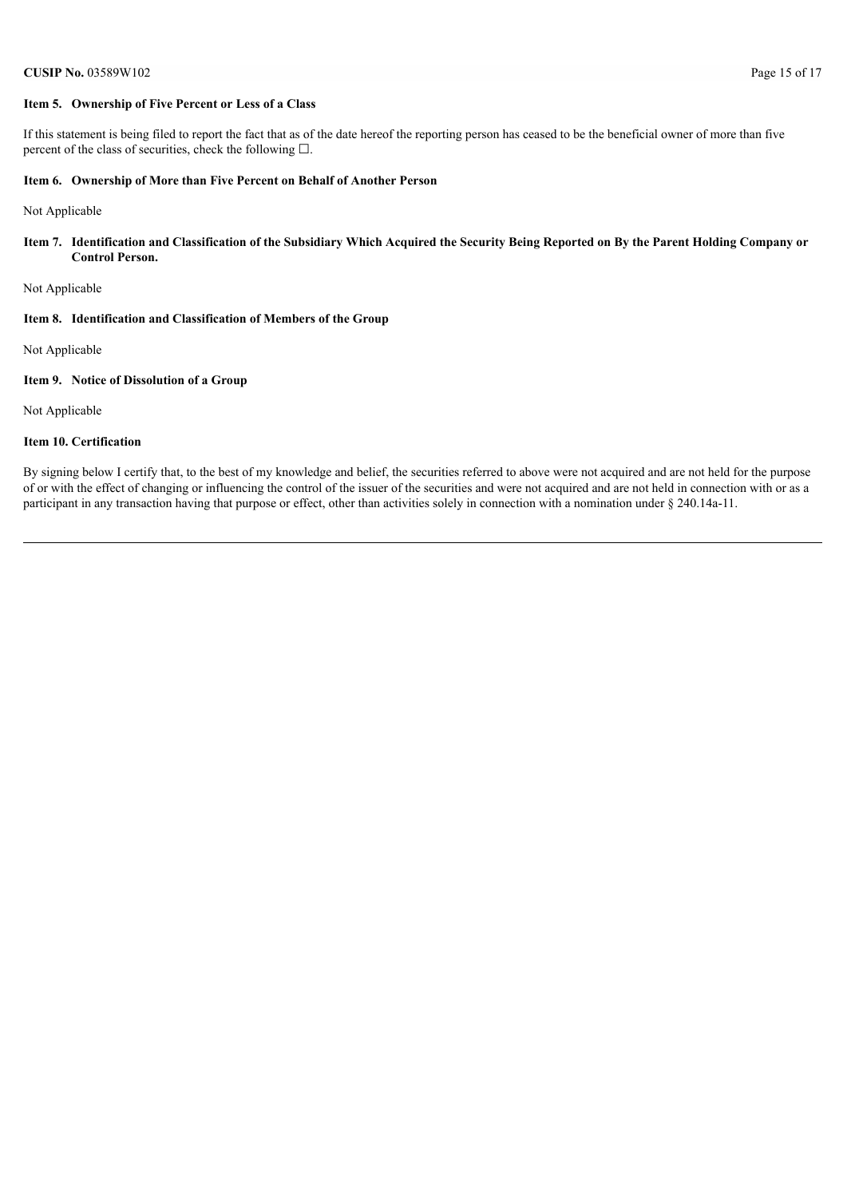**CUSIP No.** 03589W102

### Item 5. Ownership of Five Percent or Less of a Class

If this statement is being filed to report the fact that as of the date hereof the reporting person has ceased to be the beneficial owner of more than five percent of the class of securities, check the following ☐.

### Item 6. Ownership of More than Five Percent on Behalf of Another Person

Not Applicable

### Item 7. Identification and Classification of the Subsidiary Which Acquired the Security Being Reported on By the Parent Holding Company or Control Person.

Not Applicable

### Item 8. Identification and Classification of Members of the Group

Not Applicable

### Item 9. Notice of Dissolution of a Group

Not Applicable

### Item 10. Certification

By signing below I certify that, to the best of my knowledge and belief, the securities referred to above were not acquired and are not held for the purpose of or with the effect of changing or influencing the control of the issuer of the securities and were not acquired and are not held in connection with or as a participant in any transaction having that purpose or effect, other than activities solely in connection with a nomination under § 240.14a-11.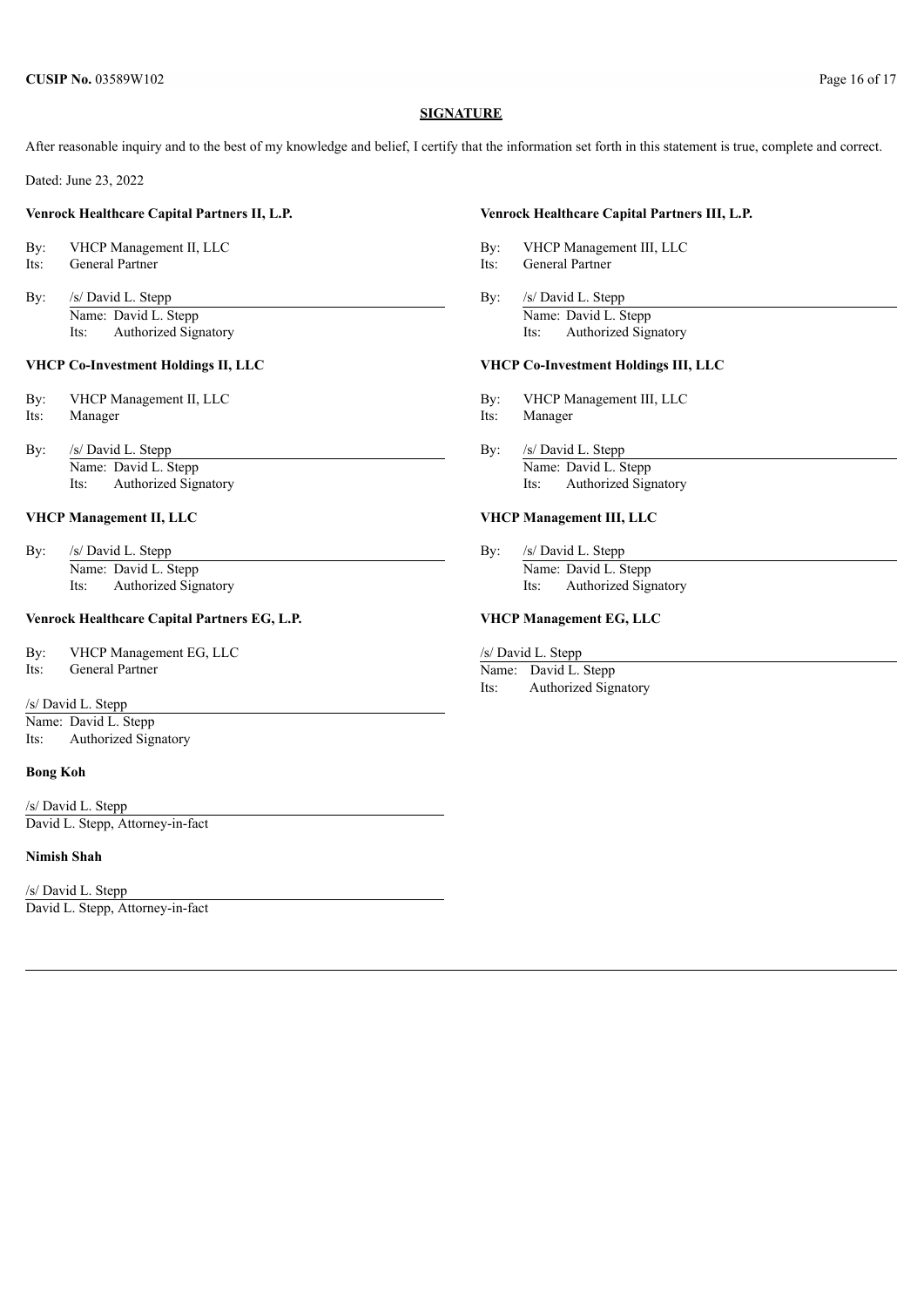**SIGNATURE**

After reasonable inquiry and to the best of my knowledge and belief, I certify that the information set forth in this statement is true, complete and correct.

Dated: June 23, 2022

**Venrock Healthcare Capital Partners II, L.P.**

By: VHCP Management II, LLC
Its: General Partner

By: /s/ David L. Stepp
Name: David L. Stepp
Its: Authorized Signatory

**VHCP Co-Investment Holdings II, LLC**

By: VHCP Management II, LLC
Its: Manager

By: /s/ David L. Stepp
Name: David L. Stepp
Its: Authorized Signatory

**VHCP Management II, LLC**

By: /s/ David L. Stepp
Name: David L. Stepp
Its: Authorized Signatory

**Venrock Healthcare Capital Partners EG, L.P.**

By: VHCP Management EG, LLC
Its: General Partner

/s/ David L. Stepp
Name: David L. Stepp
Its: Authorized Signatory

**Bong Koh**

/s/ David L. Stepp
David L. Stepp, Attorney-in-fact

**Nimish Shah**

/s/ David L. Stepp
David L. Stepp, Attorney-in-fact

**Venrock Healthcare Capital Partners III, L.P.**

By: VHCP Management III, LLC
Its: General Partner

By: /s/ David L. Stepp
Name: David L. Stepp
Its: Authorized Signatory

**VHCP Co-Investment Holdings III, LLC**

By: VHCP Management III, LLC
Its: Manager

By: /s/ David L. Stepp
Name: David L. Stepp
Its: Authorized Signatory

**VHCP Management III, LLC**

By: /s/ David L. Stepp
Name: David L. Stepp
Its: Authorized Signatory

**VHCP Management EG, LLC**

/s/ David L. Stepp
Name: David L. Stepp
Its: Authorized Signatory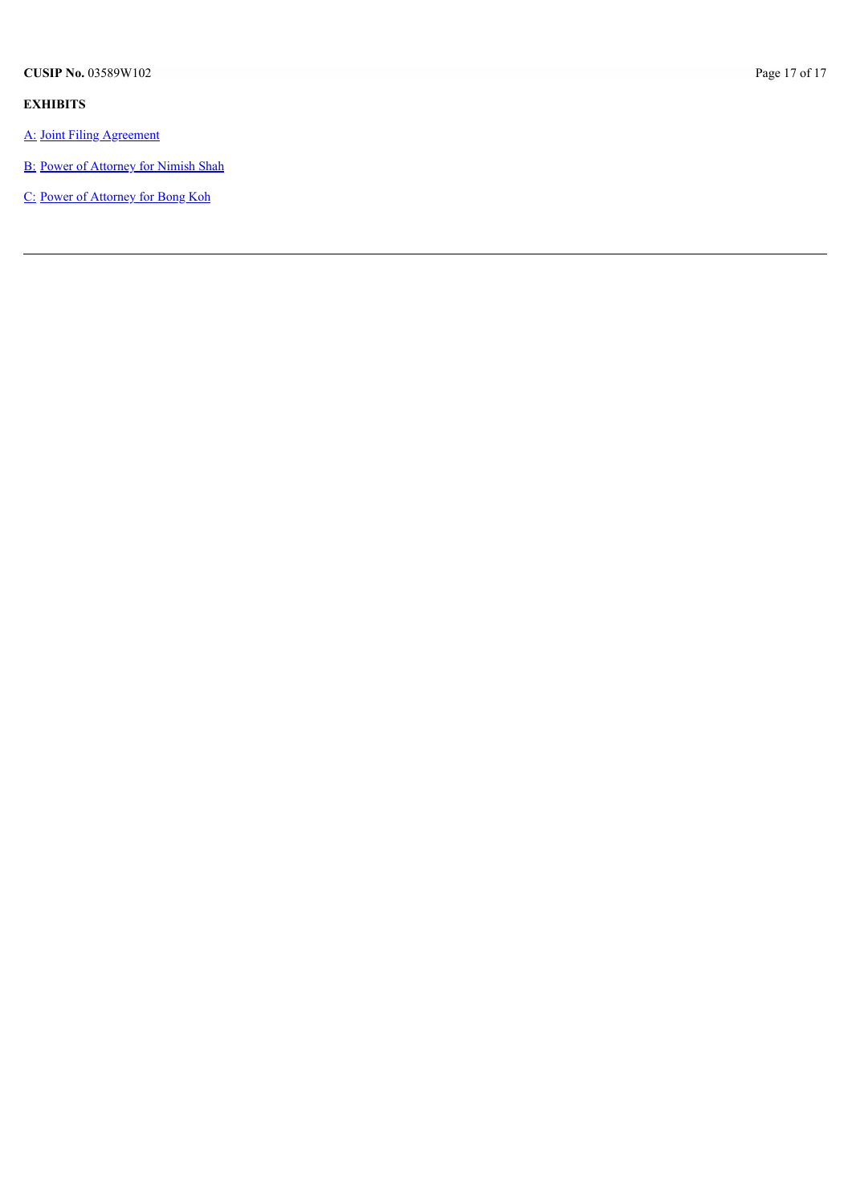**EXHIBITS**

A: Joint Filing Agreement

B: Power of Attorney for Nimish Shah

C: Power of Attorney for Bong Koh

---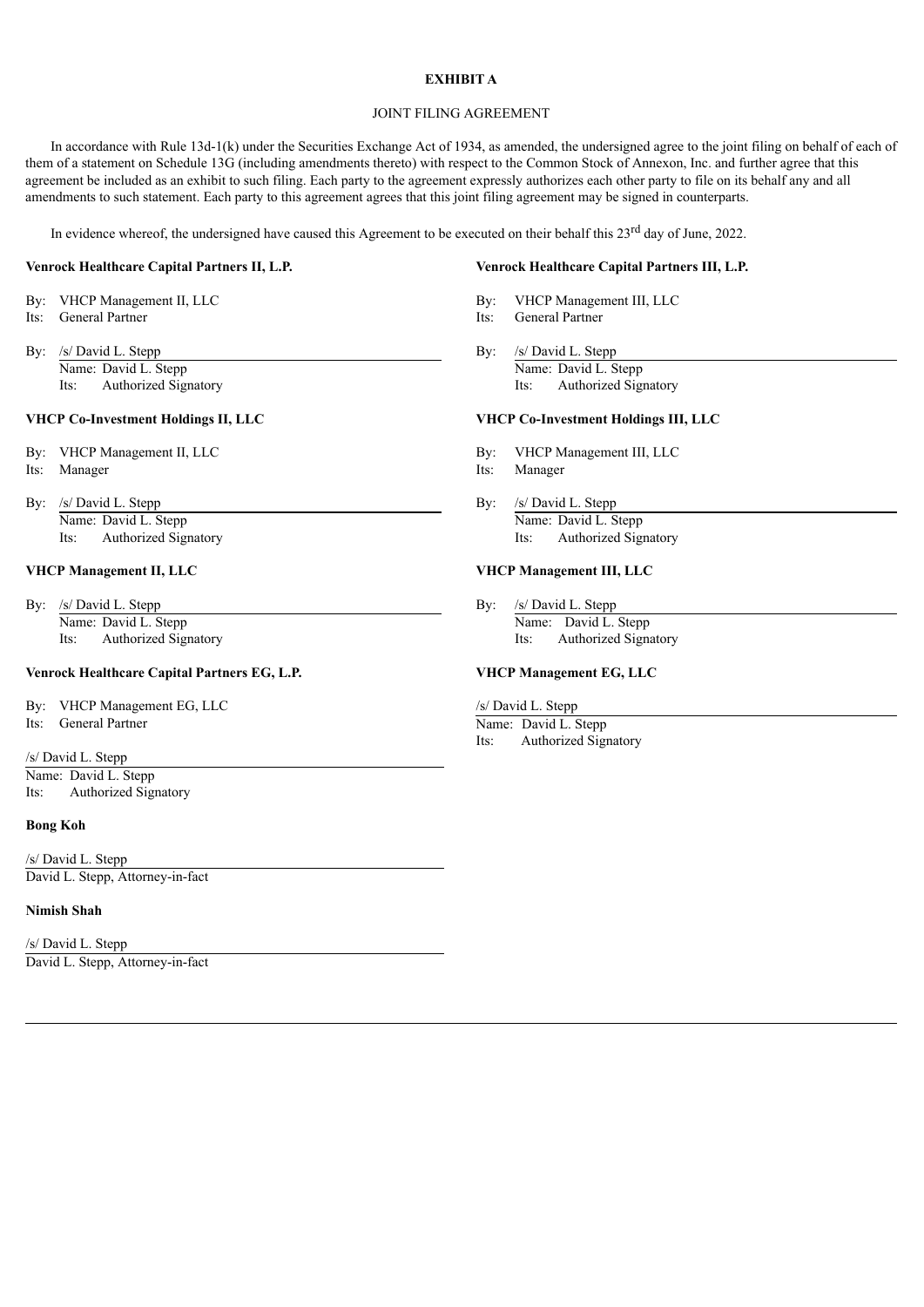**EXHIBIT A**

JOINT FILING AGREEMENT

In accordance with Rule 13d-1(k) under the Securities Exchange Act of 1934, as amended, the undersigned agree to the joint filing on behalf of each of them of a statement on Schedule 13G (including amendments thereto) with respect to the Common Stock of Annexon, Inc. and further agree that this agreement be included as an exhibit to such filing. Each party to the agreement expressly authorizes each other party to file on its behalf any and all amendments to such statement. Each party to this agreement agrees that this joint filing agreement may be signed in counterparts.

In evidence whereof, the undersigned have caused this Agreement to be executed on their behalf this 23rd day of June, 2022.

**Venrock Healthcare Capital Partners II, L.P.**

By: VHCP Management II, LLC
Its: General Partner

By: /s/ David L. Stepp
Name: David L. Stepp
Its: Authorized Signatory

**VHCP Co-Investment Holdings II, LLC**

By: VHCP Management II, LLC
Its: Manager

By: /s/ David L. Stepp
Name: David L. Stepp
Its: Authorized Signatory

**VHCP Management II, LLC**

By: /s/ David L. Stepp
Name: David L. Stepp
Its: Authorized Signatory

**Venrock Healthcare Capital Partners EG, L.P.**

By: VHCP Management EG, LLC
Its: General Partner

/s/ David L. Stepp
Name: David L. Stepp
Its: Authorized Signatory

**Bong Koh**

/s/ David L. Stepp
David L. Stepp, Attorney-in-fact

**Nimish Shah**

/s/ David L. Stepp
David L. Stepp, Attorney-in-fact

**Venrock Healthcare Capital Partners III, L.P.**

By: VHCP Management III, LLC
Its: General Partner

By: /s/ David L. Stepp
Name: David L. Stepp
Its: Authorized Signatory

**VHCP Co-Investment Holdings III, LLC**

By: VHCP Management III, LLC
Its: Manager

By: /s/ David L. Stepp
Name: David L. Stepp
Its: Authorized Signatory

**VHCP Management III, LLC**

By: /s/ David L. Stepp
Name: David L. Stepp
Its: Authorized Signatory

**VHCP Management EG, LLC**

/s/ David L. Stepp
Name: David L. Stepp
Its: Authorized Signatory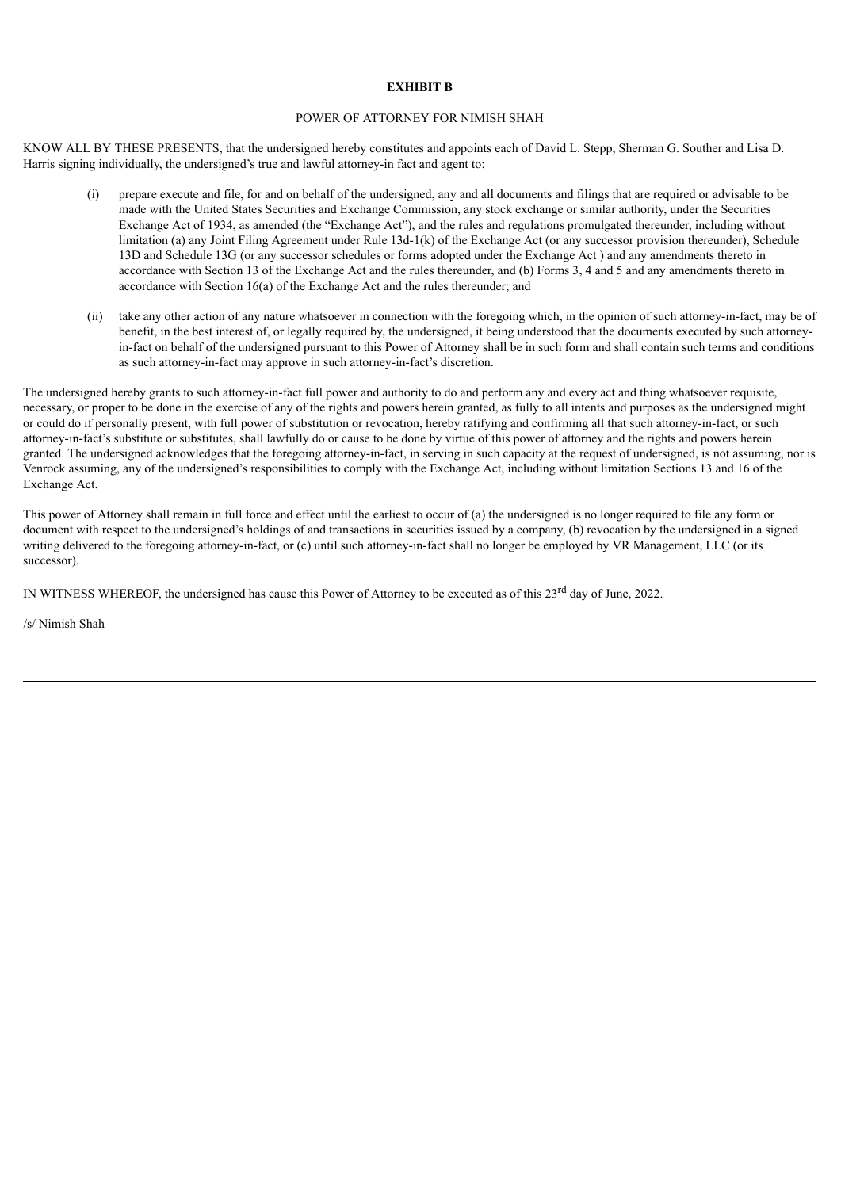**EXHIBIT B**

POWER OF ATTORNEY FOR NIMISH SHAH

KNOW ALL BY THESE PRESENTS, that the undersigned hereby constitutes and appoints each of David L. Stepp, Sherman G. Souther and Lisa D. Harris signing individually, the undersigned's true and lawful attorney-in fact and agent to:

(i) prepare execute and file, for and on behalf of the undersigned, any and all documents and filings that are required or advisable to be made with the United States Securities and Exchange Commission, any stock exchange or similar authority, under the Securities Exchange Act of 1934, as amended (the "Exchange Act"), and the rules and regulations promulgated thereunder, including without limitation (a) any Joint Filing Agreement under Rule 13d-1(k) of the Exchange Act (or any successor provision thereunder), Schedule 13D and Schedule 13G (or any successor schedules or forms adopted under the Exchange Act ) and any amendments thereto in accordance with Section 13 of the Exchange Act and the rules thereunder, and (b) Forms 3, 4 and 5 and any amendments thereto in accordance with Section 16(a) of the Exchange Act and the rules thereunder; and

(ii) take any other action of any nature whatsoever in connection with the foregoing which, in the opinion of such attorney-in-fact, may be of benefit, in the best interest of, or legally required by, the undersigned, it being understood that the documents executed by such attorney-in-fact on behalf of the undersigned pursuant to this Power of Attorney shall be in such form and shall contain such terms and conditions as such attorney-in-fact may approve in such attorney-in-fact's discretion.

The undersigned hereby grants to such attorney-in-fact full power and authority to do and perform any and every act and thing whatsoever requisite, necessary, or proper to be done in the exercise of any of the rights and powers herein granted, as fully to all intents and purposes as the undersigned might or could do if personally present, with full power of substitution or revocation, hereby ratifying and confirming all that such attorney-in-fact, or such attorney-in-fact's substitute or substitutes, shall lawfully do or cause to be done by virtue of this power of attorney and the rights and powers herein granted. The undersigned acknowledges that the foregoing attorney-in-fact, in serving in such capacity at the request of undersigned, is not assuming, nor is Venrock assuming, any of the undersigned's responsibilities to comply with the Exchange Act, including without limitation Sections 13 and 16 of the Exchange Act.

This power of Attorney shall remain in full force and effect until the earliest to occur of (a) the undersigned is no longer required to file any form or document with respect to the undersigned's holdings of and transactions in securities issued by a company, (b) revocation by the undersigned in a signed writing delivered to the foregoing attorney-in-fact, or (c) until such attorney-in-fact shall no longer be employed by VR Management, LLC (or its successor).

IN WITNESS WHEREOF, the undersigned has cause this Power of Attorney to be executed as of this 23rd day of June, 2022.

/s/ Nimish Shah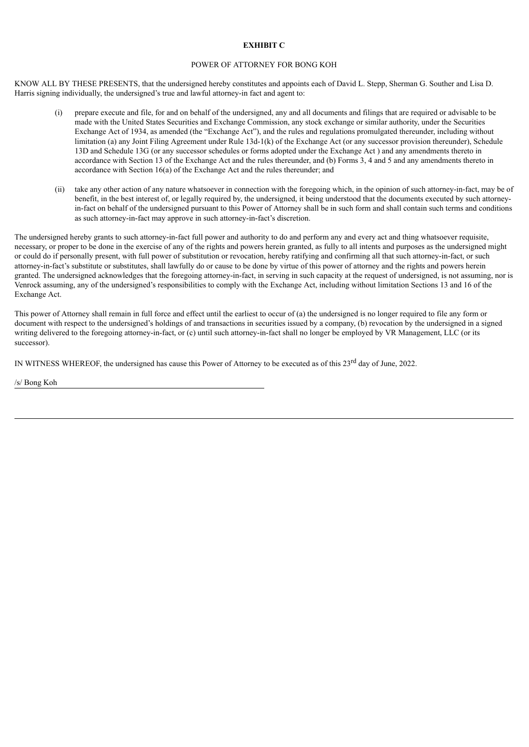**EXHIBIT C**

POWER OF ATTORNEY FOR BONG KOH

KNOW ALL BY THESE PRESENTS, that the undersigned hereby constitutes and appoints each of David L. Stepp, Sherman G. Souther and Lisa D. Harris signing individually, the undersigned's true and lawful attorney-in fact and agent to:

(i) prepare execute and file, for and on behalf of the undersigned, any and all documents and filings that are required or advisable to be made with the United States Securities and Exchange Commission, any stock exchange or similar authority, under the Securities Exchange Act of 1934, as amended (the "Exchange Act"), and the rules and regulations promulgated thereunder, including without limitation (a) any Joint Filing Agreement under Rule 13d-1(k) of the Exchange Act (or any successor provision thereunder), Schedule 13D and Schedule 13G (or any successor schedules or forms adopted under the Exchange Act ) and any amendments thereto in accordance with Section 13 of the Exchange Act and the rules thereunder, and (b) Forms 3, 4 and 5 and any amendments thereto in accordance with Section 16(a) of the Exchange Act and the rules thereunder; and

(ii) take any other action of any nature whatsoever in connection with the foregoing which, in the opinion of such attorney-in-fact, may be of benefit, in the best interest of, or legally required by, the undersigned, it being understood that the documents executed by such attorney-in-fact on behalf of the undersigned pursuant to this Power of Attorney shall be in such form and shall contain such terms and conditions as such attorney-in-fact may approve in such attorney-in-fact's discretion.

The undersigned hereby grants to such attorney-in-fact full power and authority to do and perform any and every act and thing whatsoever requisite, necessary, or proper to be done in the exercise of any of the rights and powers herein granted, as fully to all intents and purposes as the undersigned might or could do if personally present, with full power of substitution or revocation, hereby ratifying and confirming all that such attorney-in-fact, or such attorney-in-fact's substitute or substitutes, shall lawfully do or cause to be done by virtue of this power of attorney and the rights and powers herein granted. The undersigned acknowledges that the foregoing attorney-in-fact, in serving in such capacity at the request of undersigned, is not assuming, nor is Venrock assuming, any of the undersigned's responsibilities to comply with the Exchange Act, including without limitation Sections 13 and 16 of the Exchange Act.

This power of Attorney shall remain in full force and effect until the earliest to occur of (a) the undersigned is no longer required to file any form or document with respect to the undersigned's holdings of and transactions in securities issued by a company, (b) revocation by the undersigned in a signed writing delivered to the foregoing attorney-in-fact, or (c) until such attorney-in-fact shall no longer be employed by VR Management, LLC (or its successor).

IN WITNESS WHEREOF, the undersigned has cause this Power of Attorney to be executed as of this 23rd day of June, 2022.

/s/ Bong Koh